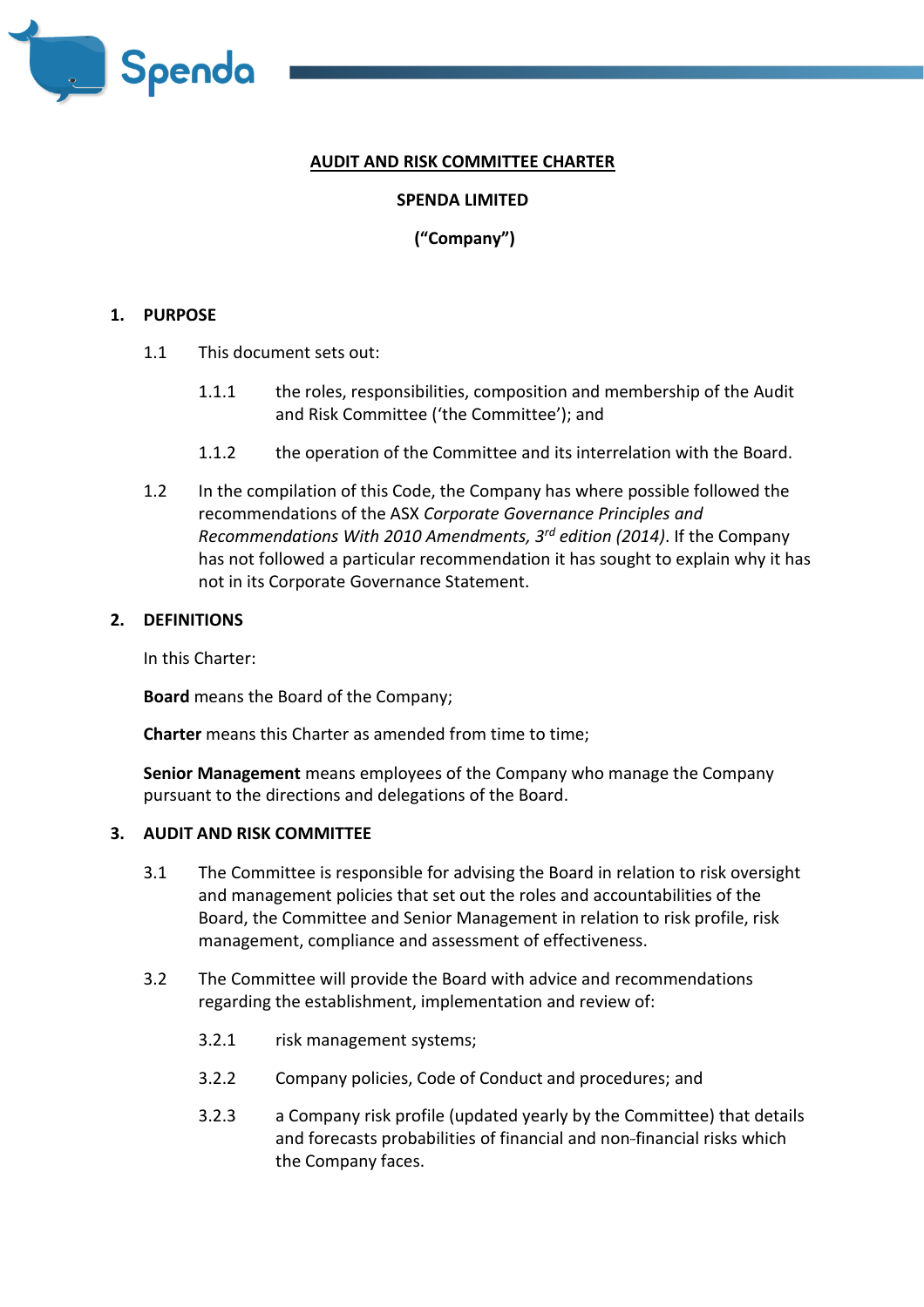# AUDIT AND RISK COMMITTEE CHARTER

**SPENDA LIMITED**

**("Company")**

## 1. PURPOSE

1.1 This document sets out:

1.1.1 the roles, responsibilities, composition and membership of the Audit and Risk Committee ('the Committee'); and

1.1.2 the operation of the Committee and its interrelation with the Board.

1.2 In the compilation of this Code, the Company has where possible followed the recommendations of the ASX *Corporate Governance Principles and Recommendations With 2010 Amendments, 3rd edition (2014)*. If the Company has not followed a particular recommendation it has sought to explain why it has not in its Corporate Governance Statement.

## 2. DEFINITIONS

In this Charter:

**Board** means the Board of the Company;

**Charter** means this Charter as amended from time to time;

**Senior Management** means employees of the Company who manage the Company pursuant to the directions and delegations of the Board.

## 3. AUDIT AND RISK COMMITTEE

3.1 The Committee is responsible for advising the Board in relation to risk oversight and management policies that set out the roles and accountabilities of the Board, the Committee and Senior Management in relation to risk profile, risk management, compliance and assessment of effectiveness.

3.2 The Committee will provide the Board with advice and recommendations regarding the establishment, implementation and review of:

3.2.1 risk management systems;

3.2.2 Company policies, Code of Conduct and procedures; and

3.2.3 a Company risk profile (updated yearly by the Committee) that details and forecasts probabilities of financial and non-financial risks which the Company faces.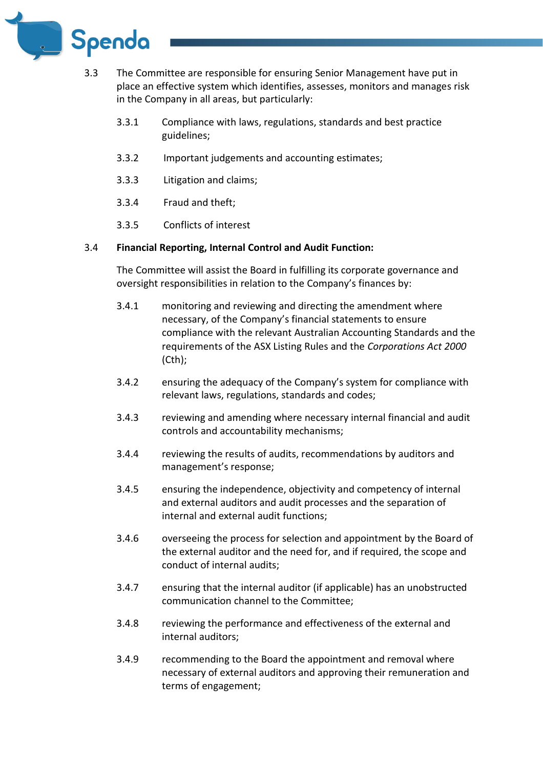3.3 The Committee are responsible for ensuring Senior Management have put in place an effective system which identifies, assesses, monitors and manages risk in the Company in all areas, but particularly:

3.3.1 Compliance with laws, regulations, standards and best practice guidelines;

3.3.2 Important judgements and accounting estimates;

3.3.3 Litigation and claims;

3.3.4 Fraud and theft;

3.3.5 Conflicts of interest

3.4 **Financial Reporting, Internal Control and Audit Function:**

The Committee will assist the Board in fulfilling its corporate governance and oversight responsibilities in relation to the Company's finances by:

3.4.1 monitoring and reviewing and directing the amendment where necessary, of the Company's financial statements to ensure compliance with the relevant Australian Accounting Standards and the requirements of the ASX Listing Rules and the *Corporations Act 2000* (Cth);

3.4.2 ensuring the adequacy of the Company's system for compliance with relevant laws, regulations, standards and codes;

3.4.3 reviewing and amending where necessary internal financial and audit controls and accountability mechanisms;

3.4.4 reviewing the results of audits, recommendations by auditors and management's response;

3.4.5 ensuring the independence, objectivity and competency of internal and external auditors and audit processes and the separation of internal and external audit functions;

3.4.6 overseeing the process for selection and appointment by the Board of the external auditor and the need for, and if required, the scope and conduct of internal audits;

3.4.7 ensuring that the internal auditor (if applicable) has an unobstructed communication channel to the Committee;

3.4.8 reviewing the performance and effectiveness of the external and internal auditors;

3.4.9 recommending to the Board the appointment and removal where necessary of external auditors and approving their remuneration and terms of engagement;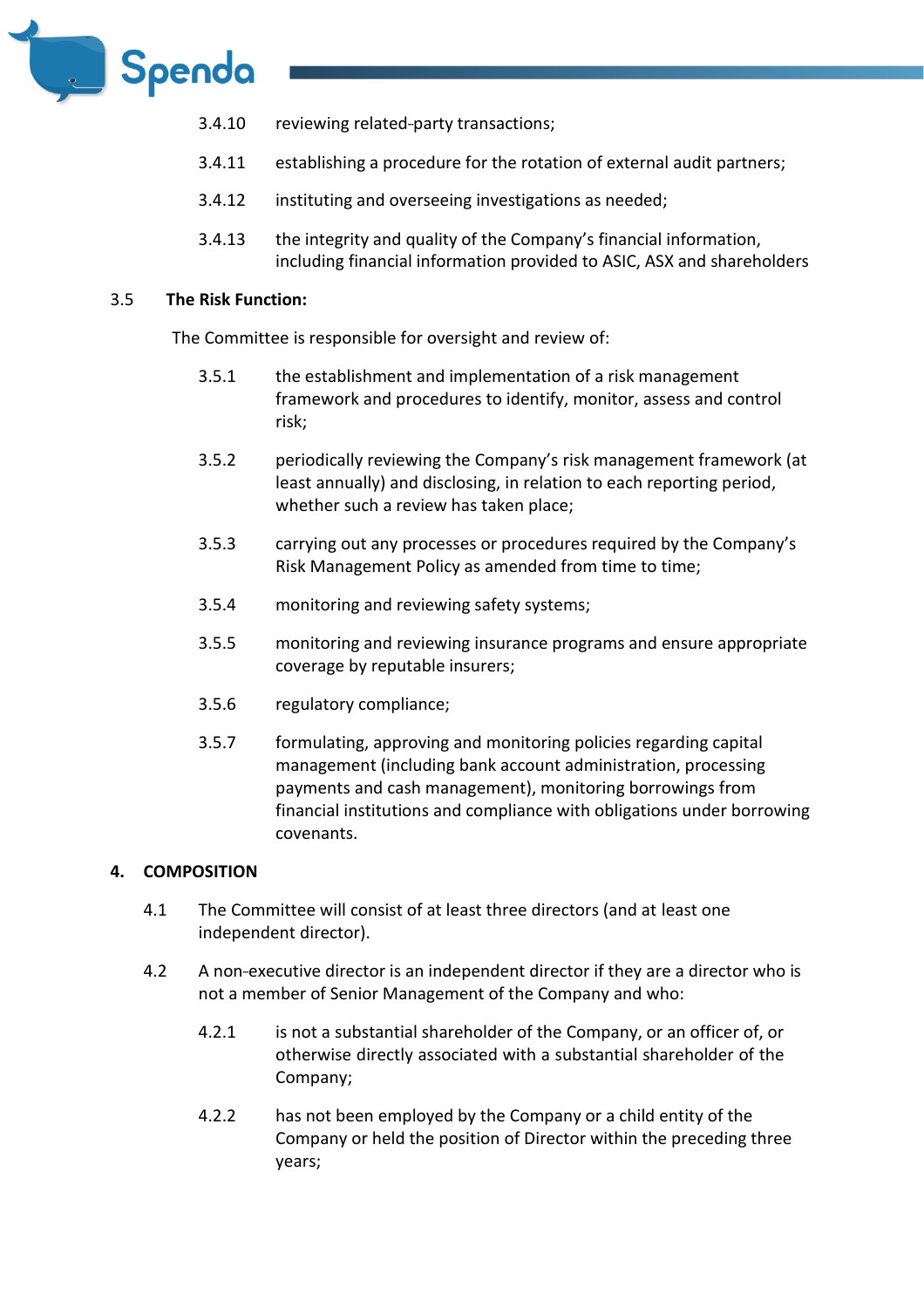3.4.10 reviewing related-party transactions;

3.4.11 establishing a procedure for the rotation of external audit partners;

3.4.12 instituting and overseeing investigations as needed;

3.4.13 the integrity and quality of the Company's financial information, including financial information provided to ASIC, ASX and shareholders

3.5 **The Risk Function:**

The Committee is responsible for oversight and review of:

3.5.1 the establishment and implementation of a risk management framework and procedures to identify, monitor, assess and control risk;

3.5.2 periodically reviewing the Company's risk management framework (at least annually) and disclosing, in relation to each reporting period, whether such a review has taken place;

3.5.3 carrying out any processes or procedures required by the Company's Risk Management Policy as amended from time to time;

3.5.4 monitoring and reviewing safety systems;

3.5.5 monitoring and reviewing insurance programs and ensure appropriate coverage by reputable insurers;

3.5.6 regulatory compliance;

3.5.7 formulating, approving and monitoring policies regarding capital management (including bank account administration, processing payments and cash management), monitoring borrowings from financial institutions and compliance with obligations under borrowing covenants.

## 4. COMPOSITION

4.1 The Committee will consist of at least three directors (and at least one independent director).

4.2 A non-executive director is an independent director if they are a director who is not a member of Senior Management of the Company and who:

4.2.1 is not a substantial shareholder of the Company, or an officer of, or otherwise directly associated with a substantial shareholder of the Company;

4.2.2 has not been employed by the Company or a child entity of the Company or held the position of Director within the preceding three years;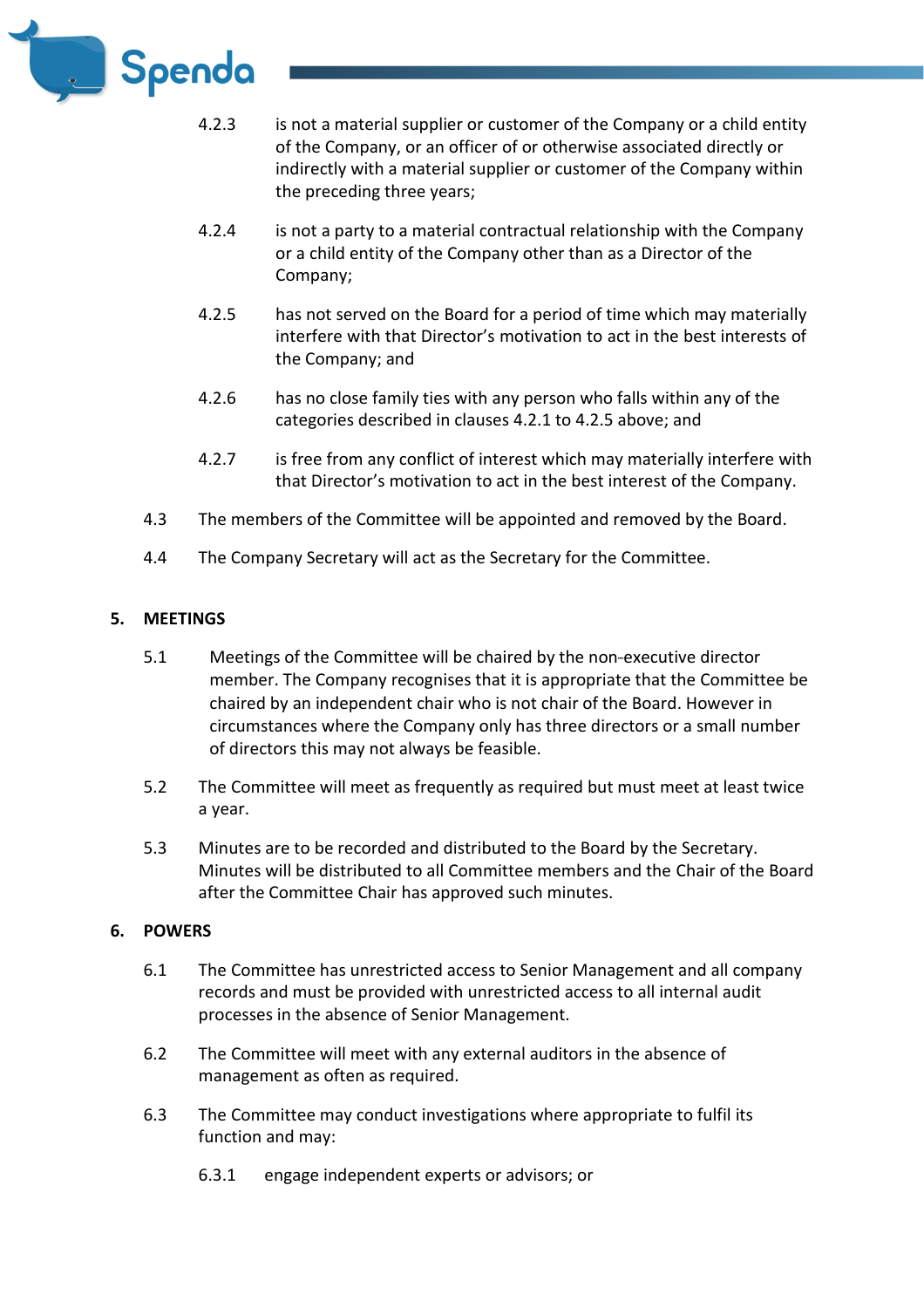4.2.3 is not a material supplier or customer of the Company or a child entity of the Company, or an officer of or otherwise associated directly or indirectly with a material supplier or customer of the Company within the preceding three years;

4.2.4 is not a party to a material contractual relationship with the Company or a child entity of the Company other than as a Director of the Company;

4.2.5 has not served on the Board for a period of time which may materially interfere with that Director's motivation to act in the best interests of the Company; and

4.2.6 has no close family ties with any person who falls within any of the categories described in clauses 4.2.1 to 4.2.5 above; and

4.2.7 is free from any conflict of interest which may materially interfere with that Director's motivation to act in the best interest of the Company.

4.3 The members of the Committee will be appointed and removed by the Board.

4.4 The Company Secretary will act as the Secretary for the Committee.

## 5. MEETINGS

5.1 Meetings of the Committee will be chaired by the non-executive director member. The Company recognises that it is appropriate that the Committee be chaired by an independent chair who is not chair of the Board. However in circumstances where the Company only has three directors or a small number of directors this may not always be feasible.

5.2 The Committee will meet as frequently as required but must meet at least twice a year.

5.3 Minutes are to be recorded and distributed to the Board by the Secretary. Minutes will be distributed to all Committee members and the Chair of the Board after the Committee Chair has approved such minutes.

## 6. POWERS

6.1 The Committee has unrestricted access to Senior Management and all company records and must be provided with unrestricted access to all internal audit processes in the absence of Senior Management.

6.2 The Committee will meet with any external auditors in the absence of management as often as required.

6.3 The Committee may conduct investigations where appropriate to fulfil its function and may:

6.3.1 engage independent experts or advisors; or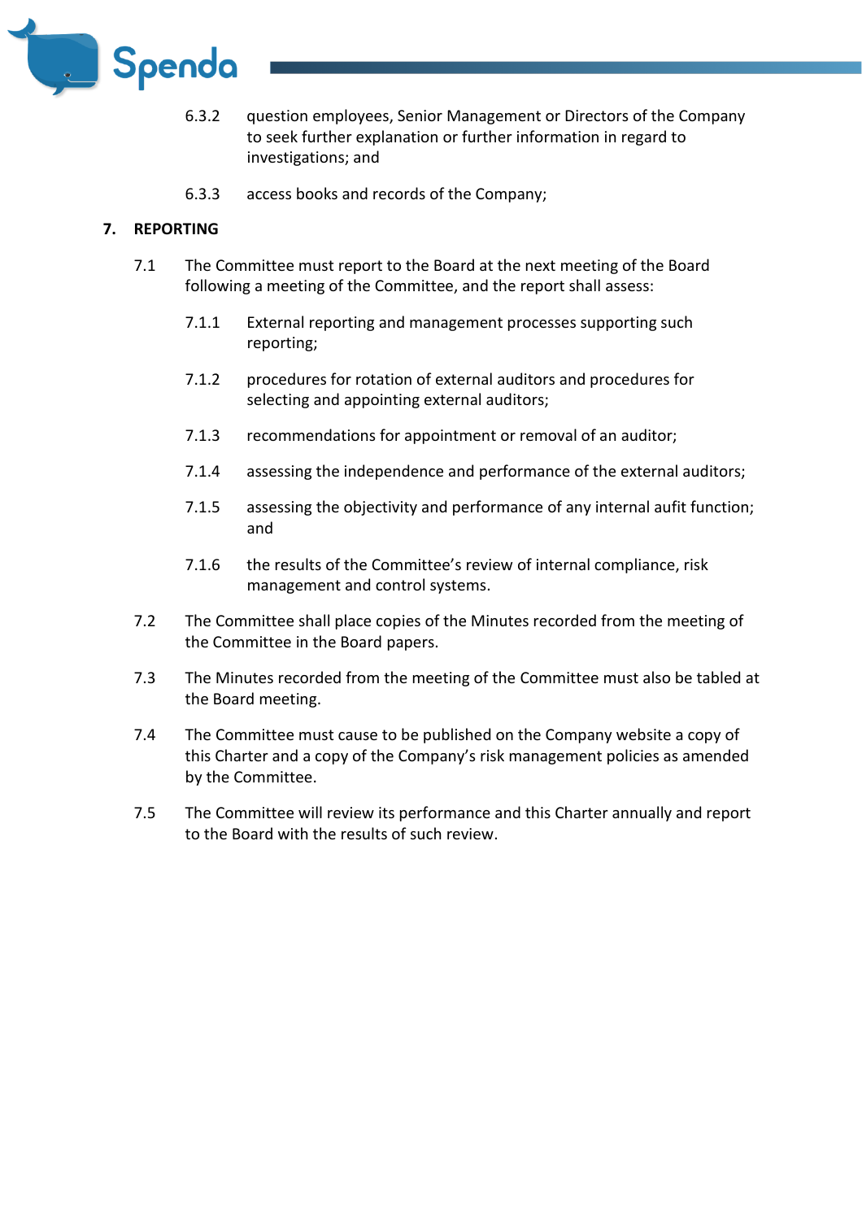6.3.2 question employees, Senior Management or Directors of the Company to seek further explanation or further information in regard to investigations; and

6.3.3 access books and records of the Company;

## 7. REPORTING

7.1 The Committee must report to the Board at the next meeting of the Board following a meeting of the Committee, and the report shall assess:

7.1.1 External reporting and management processes supporting such reporting;

7.1.2 procedures for rotation of external auditors and procedures for selecting and appointing external auditors;

7.1.3 recommendations for appointment or removal of an auditor;

7.1.4 assessing the independence and performance of the external auditors;

7.1.5 assessing the objectivity and performance of any internal aufit function; and

7.1.6 the results of the Committee's review of internal compliance, risk management and control systems.

7.2 The Committee shall place copies of the Minutes recorded from the meeting of the Committee in the Board papers.

7.3 The Minutes recorded from the meeting of the Committee must also be tabled at the Board meeting.

7.4 The Committee must cause to be published on the Company website a copy of this Charter and a copy of the Company's risk management policies as amended by the Committee.

7.5 The Committee will review its performance and this Charter annually and report to the Board with the results of such review.